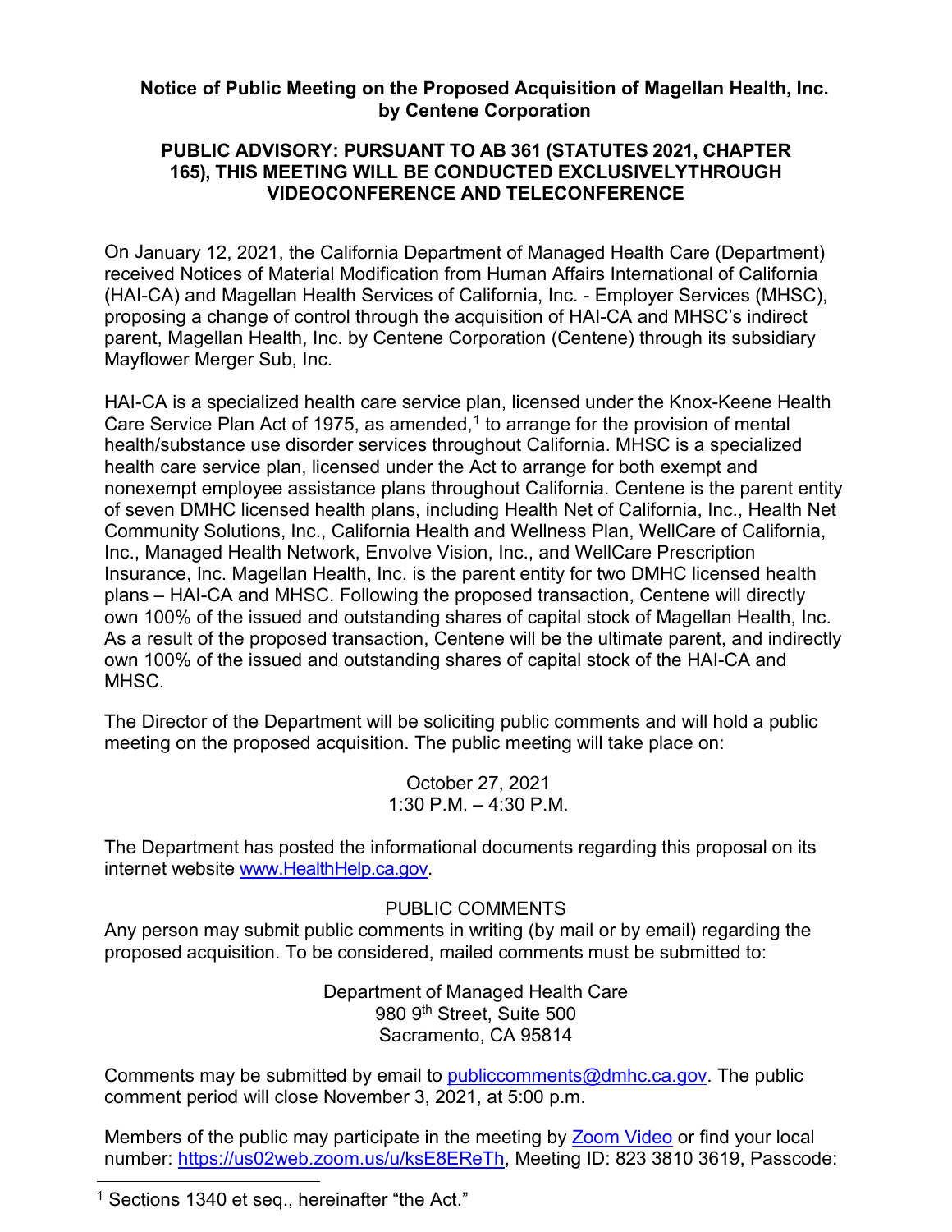**Notice of Public Meeting on the Proposed Acquisition of Magellan Health, Inc. by Centene Corporation**

**PUBLIC ADVISORY: PURSUANT TO AB 361 (STATUTES 2021, CHAPTER 165), THIS MEETING WILL BE CONDUCTED EXCLUSIVELYTHROUGH VIDEOCONFERENCE AND TELECONFERENCE**

On January 12, 2021, the California Department of Managed Health Care (Department) received Notices of Material Modification from Human Affairs International of California (HAI-CA) and Magellan Health Services of California, Inc. - Employer Services (MHSC), proposing a change of control through the acquisition of HAI-CA and MHSC's indirect parent, Magellan Health, Inc. by Centene Corporation (Centene) through its subsidiary Mayflower Merger Sub, Inc.

HAI-CA is a specialized health care service plan, licensed under the Knox-Keene Health Care Service Plan Act of 1975, as amended,[1] to arrange for the provision of mental health/substance use disorder services throughout California. MHSC is a specialized health care service plan, licensed under the Act to arrange for both exempt and nonexempt employee assistance plans throughout California. Centene is the parent entity of seven DMHC licensed health plans, including Health Net of California, Inc., Health Net Community Solutions, Inc., California Health and Wellness Plan, WellCare of California, Inc., Managed Health Network, Envolve Vision, Inc., and WellCare Prescription Insurance, Inc. Magellan Health, Inc. is the parent entity for two DMHC licensed health plans – HAI-CA and MHSC. Following the proposed transaction, Centene will directly own 100% of the issued and outstanding shares of capital stock of Magellan Health, Inc. As a result of the proposed transaction, Centene will be the ultimate parent, and indirectly own 100% of the issued and outstanding shares of capital stock of the HAI-CA and MHSC.

The Director of the Department will be soliciting public comments and will hold a public meeting on the proposed acquisition. The public meeting will take place on:

October 27, 2021
1:30 P.M. – 4:30 P.M.

The Department has posted the informational documents regarding this proposal on its internet website www.HealthHelp.ca.gov.

PUBLIC COMMENTS

Any person may submit public comments in writing (by mail or by email) regarding the proposed acquisition. To be considered, mailed comments must be submitted to:

Department of Managed Health Care
980 9th Street, Suite 500
Sacramento, CA 95814

Comments may be submitted by email to publiccomments@dmhc.ca.gov. The public comment period will close November 3, 2021, at 5:00 p.m.

Members of the public may participate in the meeting by Zoom Video or find your local number: https://us02web.zoom.us/u/ksE8EReTh, Meeting ID: 823 3810 3619, Passcode:

[1] Sections 1340 et seq., hereinafter "the Act."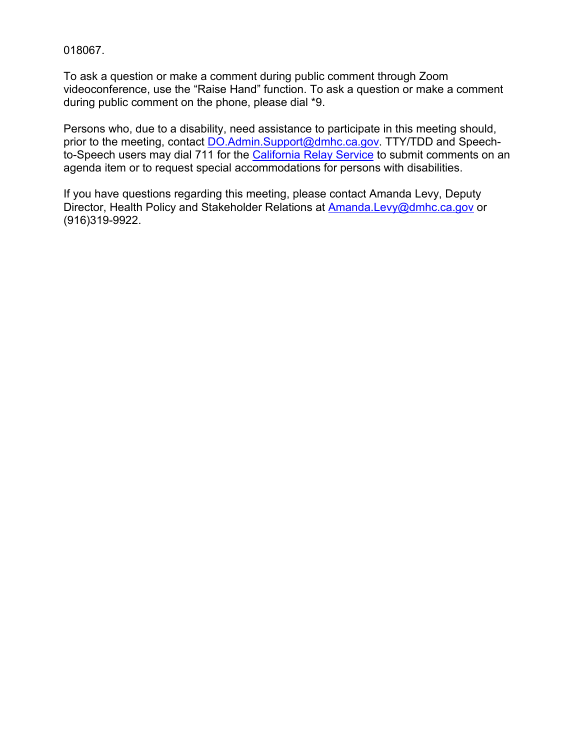018067.

To ask a question or make a comment during public comment through Zoom videoconference, use the “Raise Hand” function. To ask a question or make a comment during public comment on the phone, please dial *9.

Persons who, due to a disability, need assistance to participate in this meeting should, prior to the meeting, contact DO.Admin.Support@dmhc.ca.gov. TTY/TDD and Speech-to-Speech users may dial 711 for the California Relay Service to submit comments on an agenda item or to request special accommodations for persons with disabilities.

If you have questions regarding this meeting, please contact Amanda Levy, Deputy Director, Health Policy and Stakeholder Relations at Amanda.Levy@dmhc.ca.gov or (916)319-9922.